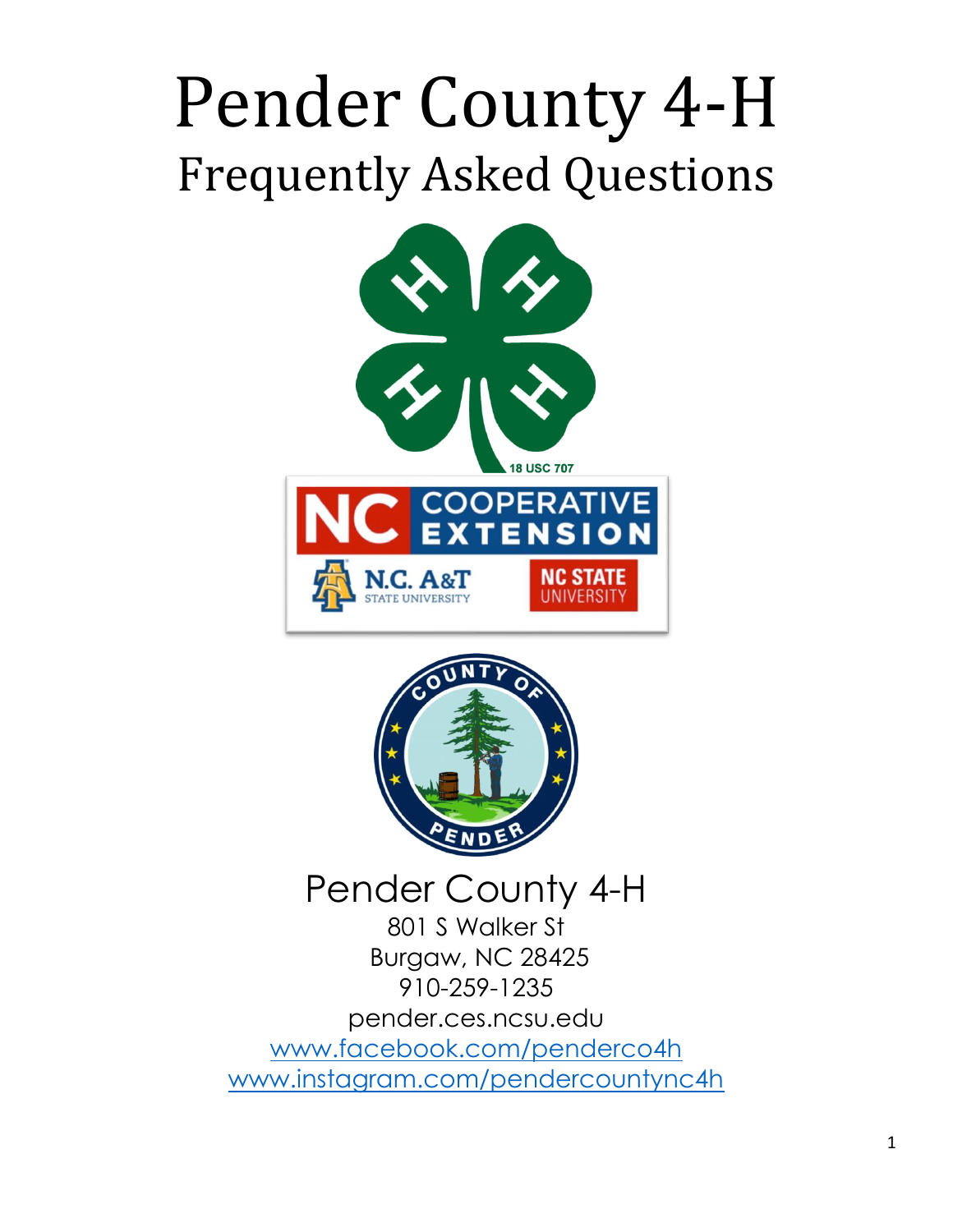# Pender County 4-H
## Frequently Asked Questions

Pender County 4-H
801 S Walker St
Burgaw, NC 28425
910-259-1235
pender.ces.ncsu.edu
www.facebook.com/penderco4h
www.instagram.com/pendercountync4h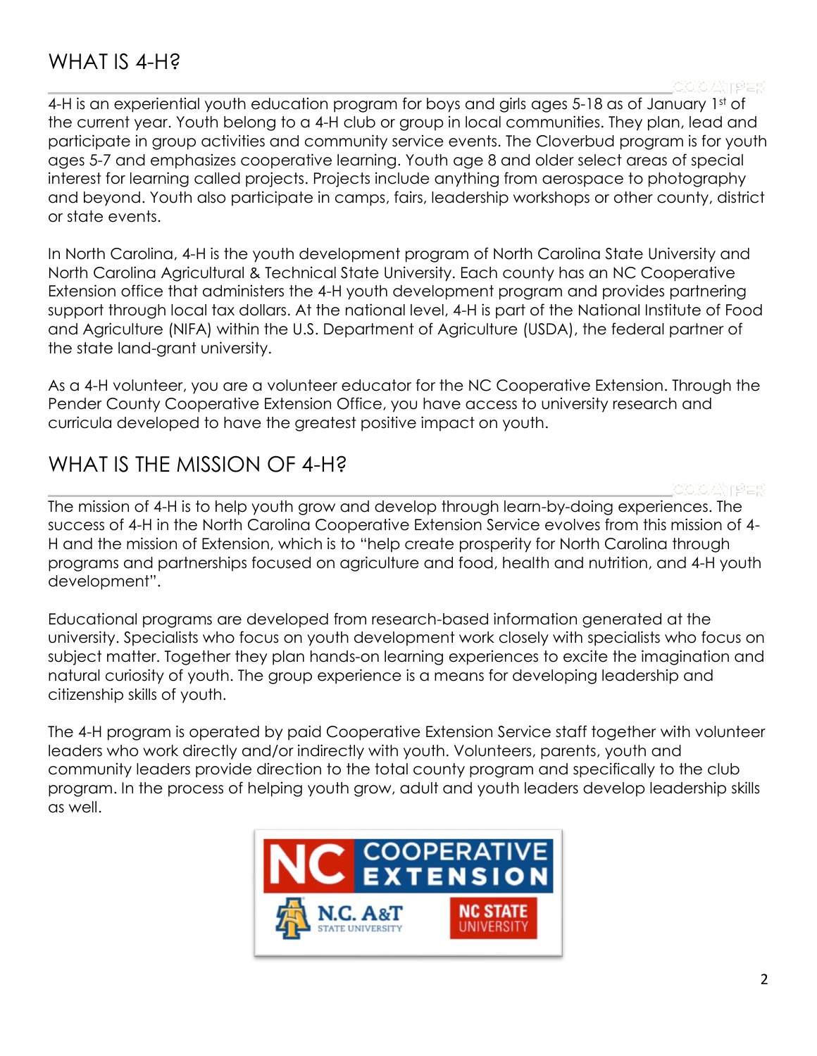# WHAT IS 4-H?

4-H is an experiential youth education program for boys and girls ages 5-18 as of January 1st of the current year. Youth belong to a 4-H club or group in local communities. They plan, lead and participate in group activities and community service events. The Cloverbud program is for youth ages 5-7 and emphasizes cooperative learning. Youth age 8 and older select areas of special interest for learning called projects. Projects include anything from aerospace to photography and beyond. Youth also participate in camps, fairs, leadership workshops or other county, district or state events.

In North Carolina, 4-H is the youth development program of North Carolina State University and North Carolina Agricultural & Technical State University. Each county has an NC Cooperative Extension office that administers the 4-H youth development program and provides partnering support through local tax dollars. At the national level, 4-H is part of the National Institute of Food and Agriculture (NIFA) within the U.S. Department of Agriculture (USDA), the federal partner of the state land-grant university.

As a 4-H volunteer, you are a volunteer educator for the NC Cooperative Extension. Through the Pender County Cooperative Extension Office, you have access to university research and curricula developed to have the greatest positive impact on youth.

# WHAT IS THE MISSION OF 4-H?

The mission of 4-H is to help youth grow and develop through learn-by-doing experiences. The success of 4-H in the North Carolina Cooperative Extension Service evolves from this mission of 4-H and the mission of Extension, which is to "help create prosperity for North Carolina through programs and partnerships focused on agriculture and food, health and nutrition, and 4-H youth development".

Educational programs are developed from research-based information generated at the university. Specialists who focus on youth development work closely with specialists who focus on subject matter. Together they plan hands-on learning experiences to excite the imagination and natural curiosity of youth. The group experience is a means for developing leadership and citizenship skills of youth.

The 4-H program is operated by paid Cooperative Extension Service staff together with volunteer leaders who work directly and/or indirectly with youth. Volunteers, parents, youth and community leaders provide direction to the total county program and specifically to the club program. In the process of helping youth grow, adult and youth leaders develop leadership skills as well.

NC COOPERATIVE EXTENSION
N.C. A&T STATE UNIVERSITY
NC STATE UNIVERSITY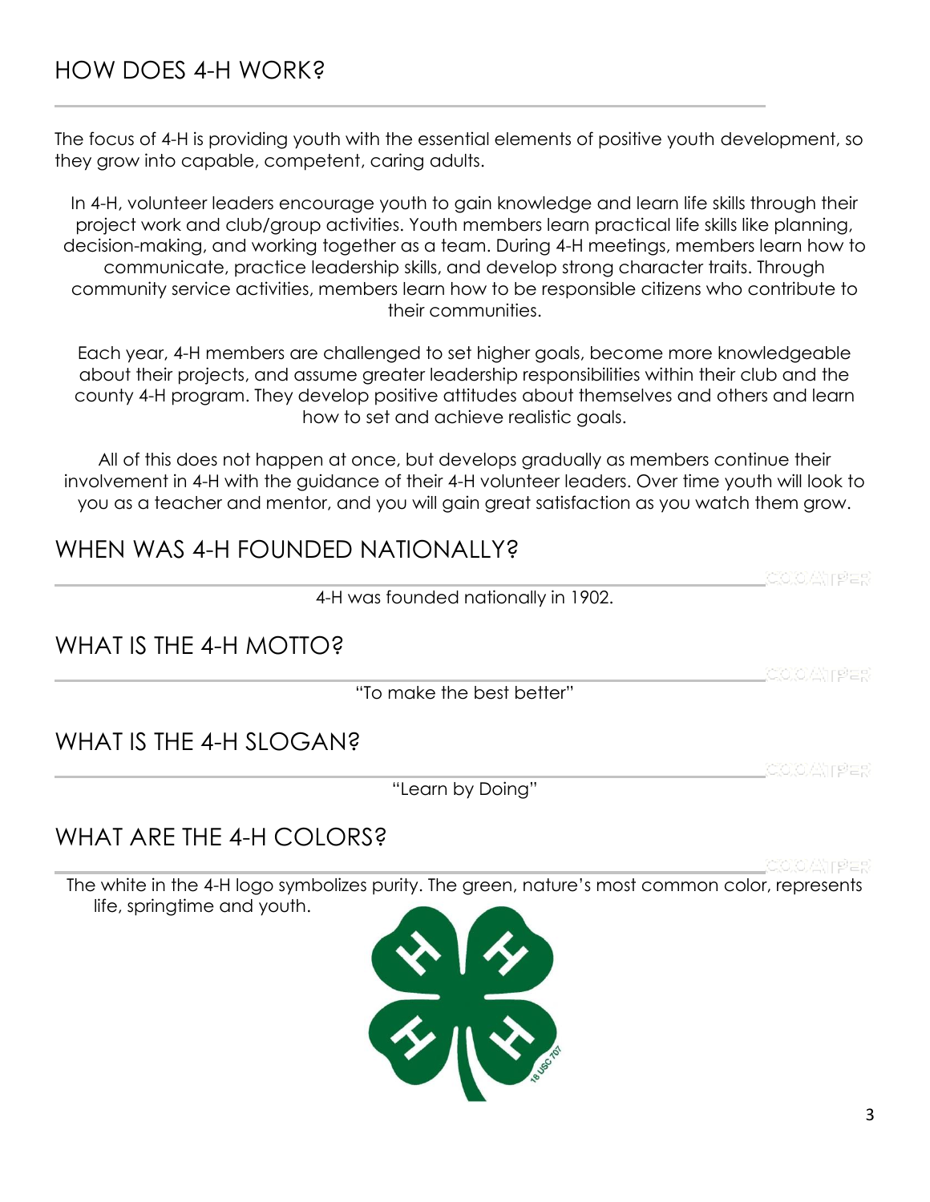## HOW DOES 4-H WORK?

The focus of 4-H is providing youth with the essential elements of positive youth development, so they grow into capable, competent, caring adults.

In 4-H, volunteer leaders encourage youth to gain knowledge and learn life skills through their project work and club/group activities. Youth members learn practical life skills like planning, decision-making, and working together as a team. During 4-H meetings, members learn how to communicate, practice leadership skills, and develop strong character traits. Through community service activities, members learn how to be responsible citizens who contribute to their communities.

Each year, 4-H members are challenged to set higher goals, become more knowledgeable about their projects, and assume greater leadership responsibilities within their club and the county 4-H program. They develop positive attitudes about themselves and others and learn how to set and achieve realistic goals.

All of this does not happen at once, but develops gradually as members continue their involvement in 4-H with the guidance of their 4-H volunteer leaders. Over time youth will look to you as a teacher and mentor, and you will gain great satisfaction as you watch them grow.

## WHEN WAS 4-H FOUNDED NATIONALLY?

4-H was founded nationally in 1902.

## WHAT IS THE 4-H MOTTO?

"To make the best better"

## WHAT IS THE 4-H SLOGAN?

"Learn by Doing"

## WHAT ARE THE 4-H COLORS?

The white in the 4-H logo symbolizes purity. The green, nature's most common color, represents life, springtime and youth.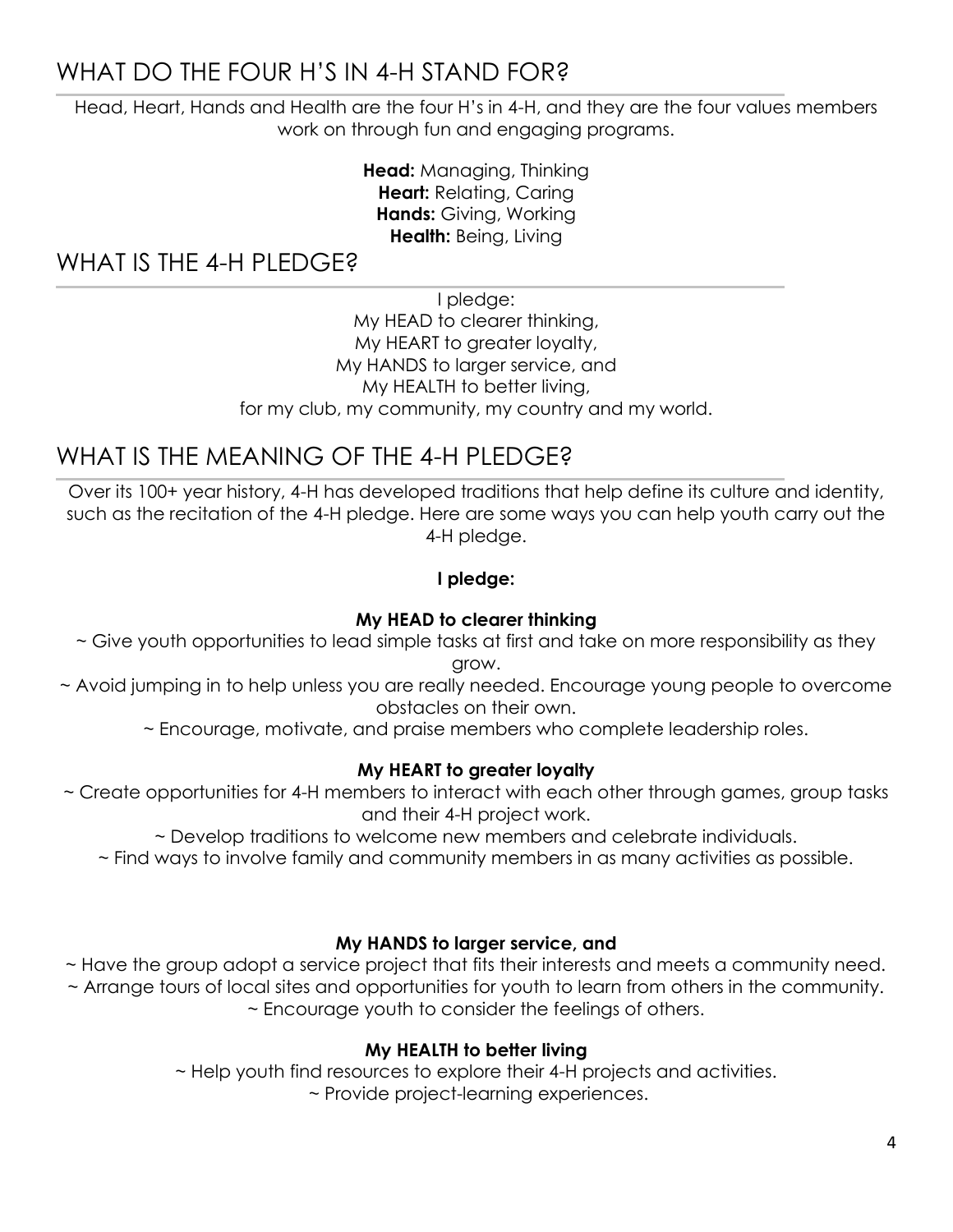## WHAT DO THE FOUR H'S IN 4-H STAND FOR?

Head, Heart, Hands and Health are the four H's in 4-H, and they are the four values members work on through fun and engaging programs.

**Head:** Managing, Thinking
**Heart:** Relating, Caring
**Hands:** Giving, Working
**Health:** Being, Living

## WHAT IS THE 4-H PLEDGE?

I pledge:
My HEAD to clearer thinking,
My HEART to greater loyalty,
My HANDS to larger service, and
My HEALTH to better living,
for my club, my community, my country and my world.

## WHAT IS THE MEANING OF THE 4-H PLEDGE?

Over its 100+ year history, 4-H has developed traditions that help define its culture and identity, such as the recitation of the 4-H pledge. Here are some ways you can help youth carry out the 4-H pledge.

**I pledge:**

**My HEAD to clearer thinking**

~ Give youth opportunities to lead simple tasks at first and take on more responsibility as they grow.
~ Avoid jumping in to help unless you are really needed. Encourage young people to overcome obstacles on their own.
~ Encourage, motivate, and praise members who complete leadership roles.

**My HEART to greater loyalty**

~ Create opportunities for 4-H members to interact with each other through games, group tasks and their 4-H project work.
~ Develop traditions to welcome new members and celebrate individuals.
~ Find ways to involve family and community members in as many activities as possible.

**My HANDS to larger service, and**

~ Have the group adopt a service project that fits their interests and meets a community need.
~ Arrange tours of local sites and opportunities for youth to learn from others in the community.
~ Encourage youth to consider the feelings of others.

**My HEALTH to better living**

~ Help youth find resources to explore their 4-H projects and activities.
~ Provide project-learning experiences.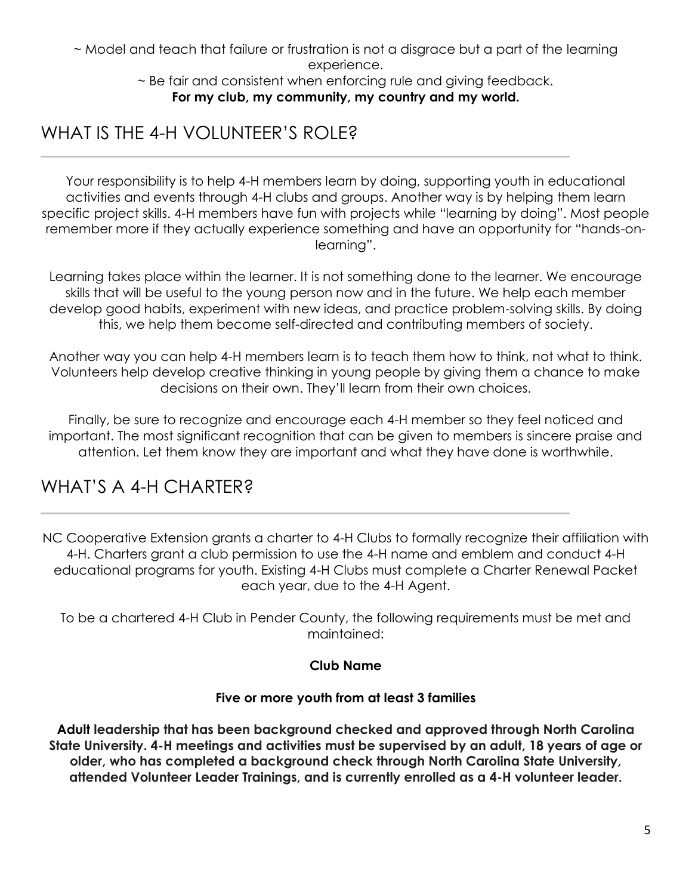~ Model and teach that failure or frustration is not a disgrace but a part of the learning experience.

~ Be fair and consistent when enforcing rule and giving feedback.

**For my club, my community, my country and my world.**

## WHAT IS THE 4-H VOLUNTEER'S ROLE?

Your responsibility is to help 4-H members learn by doing, supporting youth in educational activities and events through 4-H clubs and groups. Another way is by helping them learn specific project skills. 4-H members have fun with projects while "learning by doing". Most people remember more if they actually experience something and have an opportunity for "hands-on-learning".

Learning takes place within the learner. It is not something done to the learner. We encourage skills that will be useful to the young person now and in the future. We help each member develop good habits, experiment with new ideas, and practice problem-solving skills. By doing this, we help them become self-directed and contributing members of society.

Another way you can help 4-H members learn is to teach them how to think, not what to think. Volunteers help develop creative thinking in young people by giving them a chance to make decisions on their own. They'll learn from their own choices.

Finally, be sure to recognize and encourage each 4-H member so they feel noticed and important. The most significant recognition that can be given to members is sincere praise and attention. Let them know they are important and what they have done is worthwhile.

## WHAT'S A 4-H CHARTER?

NC Cooperative Extension grants a charter to 4-H Clubs to formally recognize their affiliation with 4-H. Charters grant a club permission to use the 4-H name and emblem and conduct 4-H educational programs for youth. Existing 4-H Clubs must complete a Charter Renewal Packet each year, due to the 4-H Agent.

To be a chartered 4-H Club in Pender County, the following requirements must be met and maintained:

**Club Name**

**Five or more youth from at least 3 families**

**Adult leadership that has been background checked and approved through North Carolina State University. 4-H meetings and activities must be supervised by an adult, 18 years of age or older, who has completed a background check through North Carolina State University, attended Volunteer Leader Trainings, and is currently enrolled as a 4-H volunteer leader.**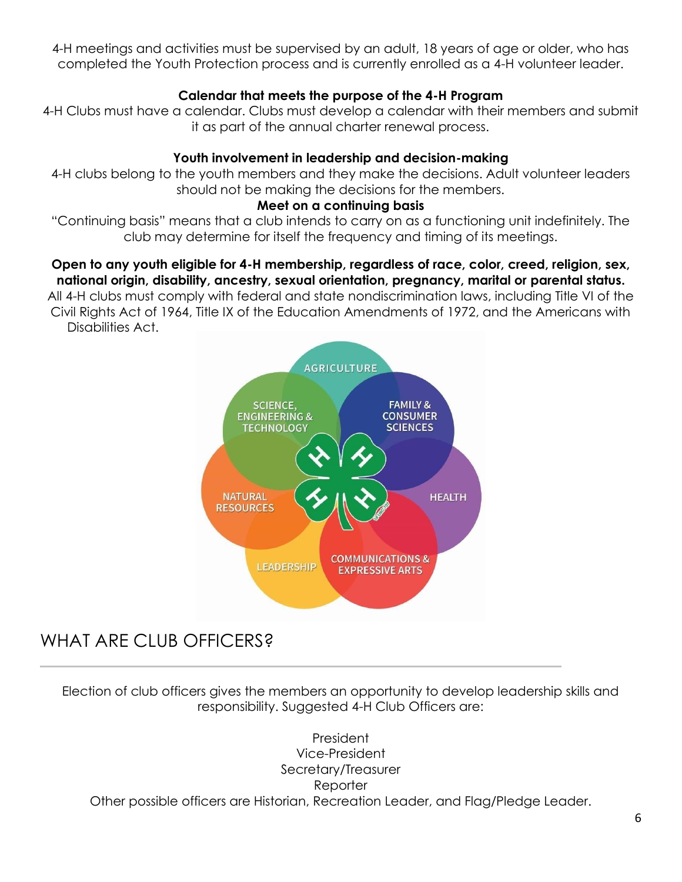4-H meetings and activities must be supervised by an adult, 18 years of age or older, who has completed the Youth Protection process and is currently enrolled as a 4-H volunteer leader.

**Calendar that meets the purpose of the 4-H Program**

4-H Clubs must have a calendar. Clubs must develop a calendar with their members and submit it as part of the annual charter renewal process.

**Youth involvement in leadership and decision-making**

4-H clubs belong to the youth members and they make the decisions. Adult volunteer leaders should not be making the decisions for the members.

**Meet on a continuing basis**

"Continuing basis" means that a club intends to carry on as a functioning unit indefinitely. The club may determine for itself the frequency and timing of its meetings.

**Open to any youth eligible for 4-H membership, regardless of race, color, creed, religion, sex, national origin, disability, ancestry, sexual orientation, pregnancy, marital or parental status.**

All 4-H clubs must comply with federal and state nondiscrimination laws, including Title VI of the Civil Rights Act of 1964, Title IX of the Education Amendments of 1972, and the Americans with Disabilities Act.

AGRICULTURE
SCIENCE, ENGINEERING & TECHNOLOGY
FAMILY & CONSUMER SCIENCES
NATURAL RESOURCES
HEALTH
LEADERSHIP
COMMUNICATIONS & EXPRESSIVE ARTS

## WHAT ARE CLUB OFFICERS?

Election of club officers gives the members an opportunity to develop leadership skills and responsibility. Suggested 4-H Club Officers are:

President
Vice-President
Secretary/Treasurer
Reporter

Other possible officers are Historian, Recreation Leader, and Flag/Pledge Leader.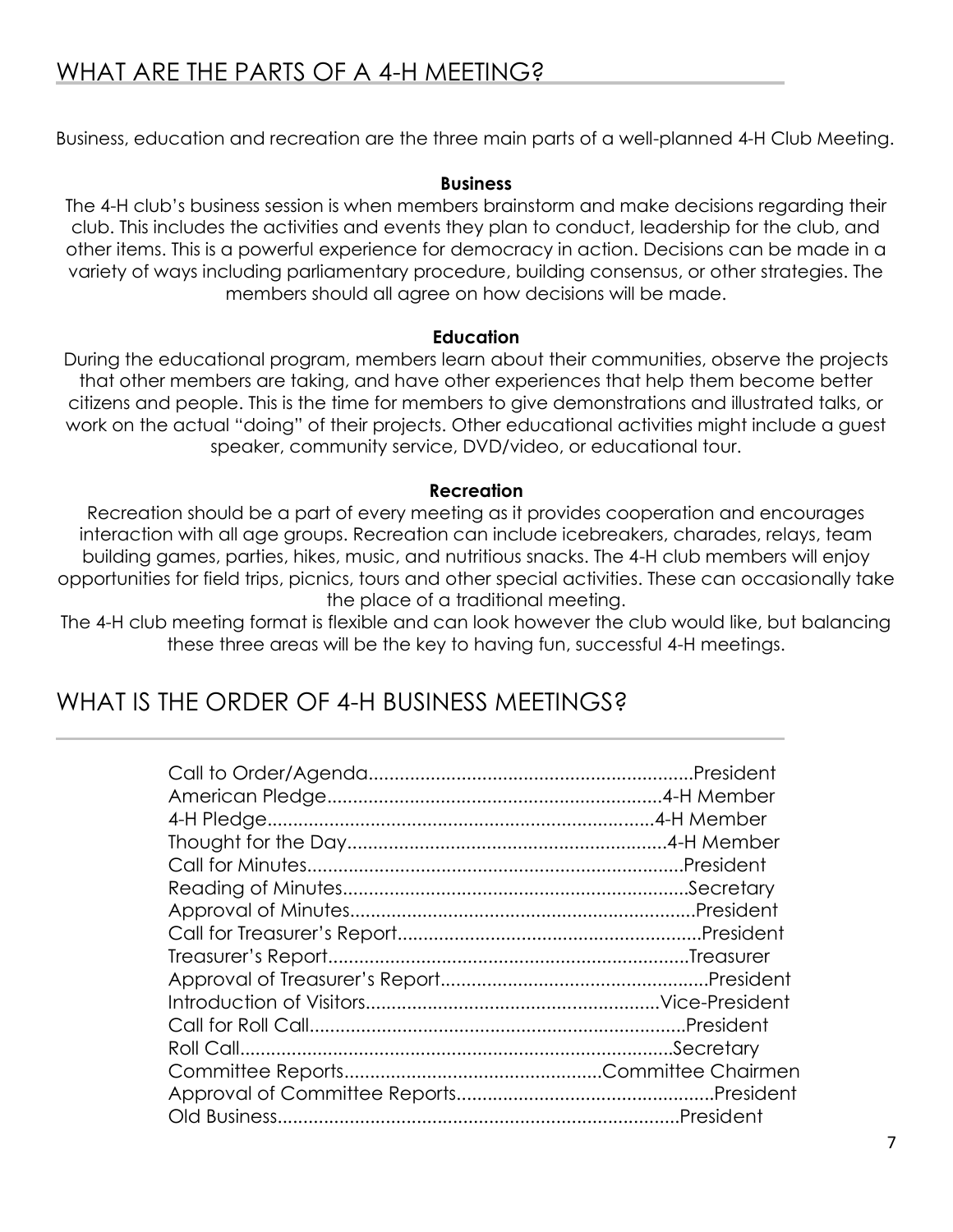## WHAT ARE THE PARTS OF A 4-H MEETING?

Business, education and recreation are the three main parts of a well-planned 4-H Club Meeting.

**Business**

The 4-H club's business session is when members brainstorm and make decisions regarding their club. This includes the activities and events they plan to conduct, leadership for the club, and other items. This is a powerful experience for democracy in action. Decisions can be made in a variety of ways including parliamentary procedure, building consensus, or other strategies. The members should all agree on how decisions will be made.

**Education**

During the educational program, members learn about their communities, observe the projects that other members are taking, and have other experiences that help them become better citizens and people. This is the time for members to give demonstrations and illustrated talks, or work on the actual "doing" of their projects. Other educational activities might include a guest speaker, community service, DVD/video, or educational tour.

**Recreation**

Recreation should be a part of every meeting as it provides cooperation and encourages interaction with all age groups. Recreation can include icebreakers, charades, relays, team building games, parties, hikes, music, and nutritious snacks. The 4-H club members will enjoy opportunities for field trips, picnics, tours and other special activities. These can occasionally take the place of a traditional meeting.

The 4-H club meeting format is flexible and can look however the club would like, but balancing these three areas will be the key to having fun, successful 4-H meetings.

## WHAT IS THE ORDER OF 4-H BUSINESS MEETINGS?

Call to Order/Agenda....................President
American Pledge....................4-H Member
4-H Pledge....................4-H Member
Thought for the Day....................4-H Member
Call for Minutes....................President
Reading of Minutes....................Secretary
Approval of Minutes....................President
Call for Treasurer's Report....................President
Treasurer's Report....................Treasurer
Approval of Treasurer's Report....................President
Introduction of Visitors....................Vice-President
Call for Roll Call....................President
Roll Call....................Secretary
Committee Reports....................Committee Chairmen
Approval of Committee Reports....................President
Old Business....................President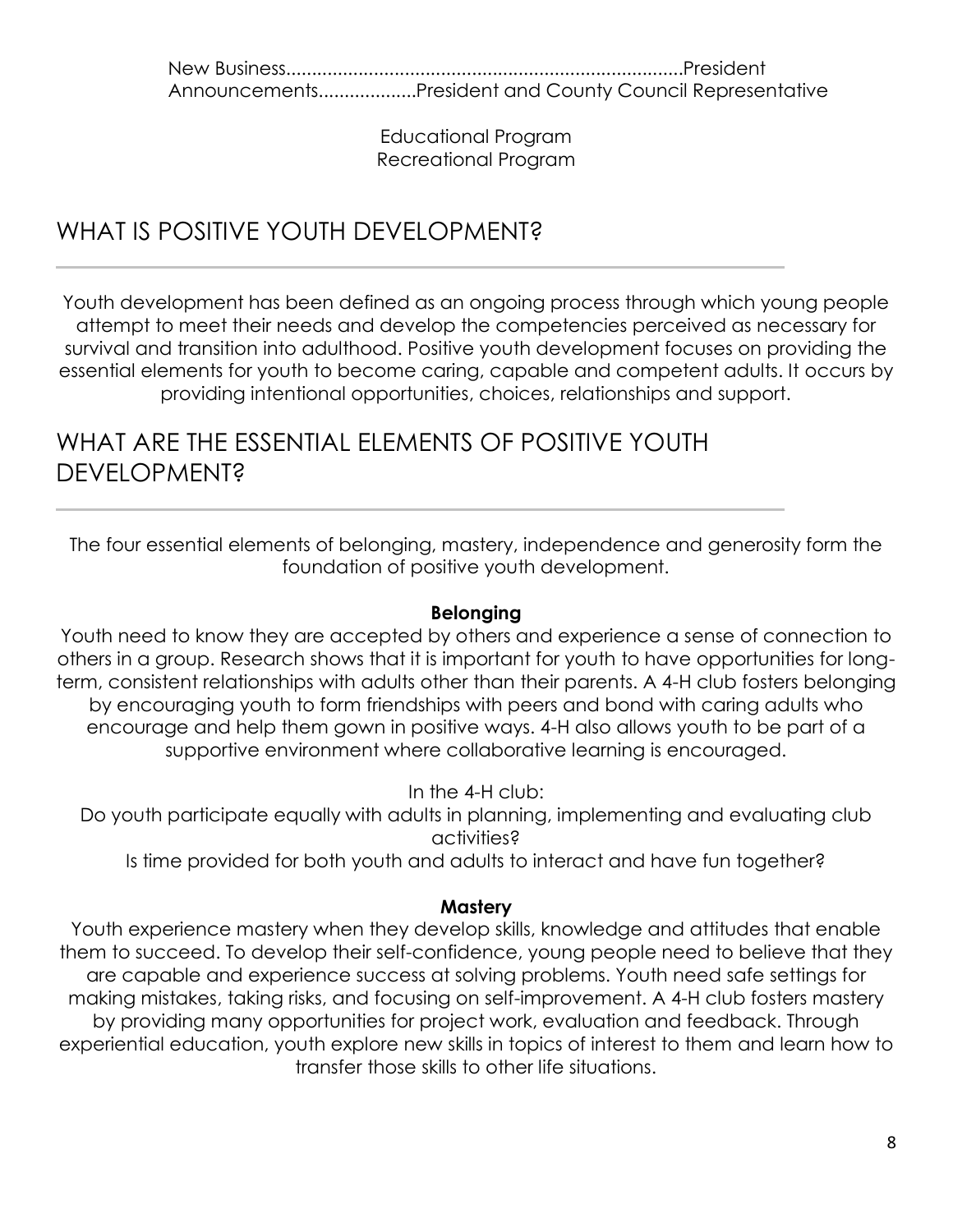New Business............................................................................President
Announcements..................President and County Council Representative

Educational Program
Recreational Program

## WHAT IS POSITIVE YOUTH DEVELOPMENT?

Youth development has been defined as an ongoing process through which young people attempt to meet their needs and develop the competencies perceived as necessary for survival and transition into adulthood. Positive youth development focuses on providing the essential elements for youth to become caring, capable and competent adults. It occurs by providing intentional opportunities, choices, relationships and support.

## WHAT ARE THE ESSENTIAL ELEMENTS OF POSITIVE YOUTH DEVELOPMENT?

The four essential elements of belonging, mastery, independence and generosity form the foundation of positive youth development.

**Belonging**

Youth need to know they are accepted by others and experience a sense of connection to others in a group. Research shows that it is important for youth to have opportunities for long-term, consistent relationships with adults other than their parents. A 4-H club fosters belonging by encouraging youth to form friendships with peers and bond with caring adults who encourage and help them gown in positive ways. 4-H also allows youth to be part of a supportive environment where collaborative learning is encouraged.

In the 4-H club:
Do youth participate equally with adults in planning, implementing and evaluating club activities?
Is time provided for both youth and adults to interact and have fun together?

**Mastery**

Youth experience mastery when they develop skills, knowledge and attitudes that enable them to succeed. To develop their self-confidence, young people need to believe that they are capable and experience success at solving problems. Youth need safe settings for making mistakes, taking risks, and focusing on self-improvement. A 4-H club fosters mastery by providing many opportunities for project work, evaluation and feedback. Through experiential education, youth explore new skills in topics of interest to them and learn how to transfer those skills to other life situations.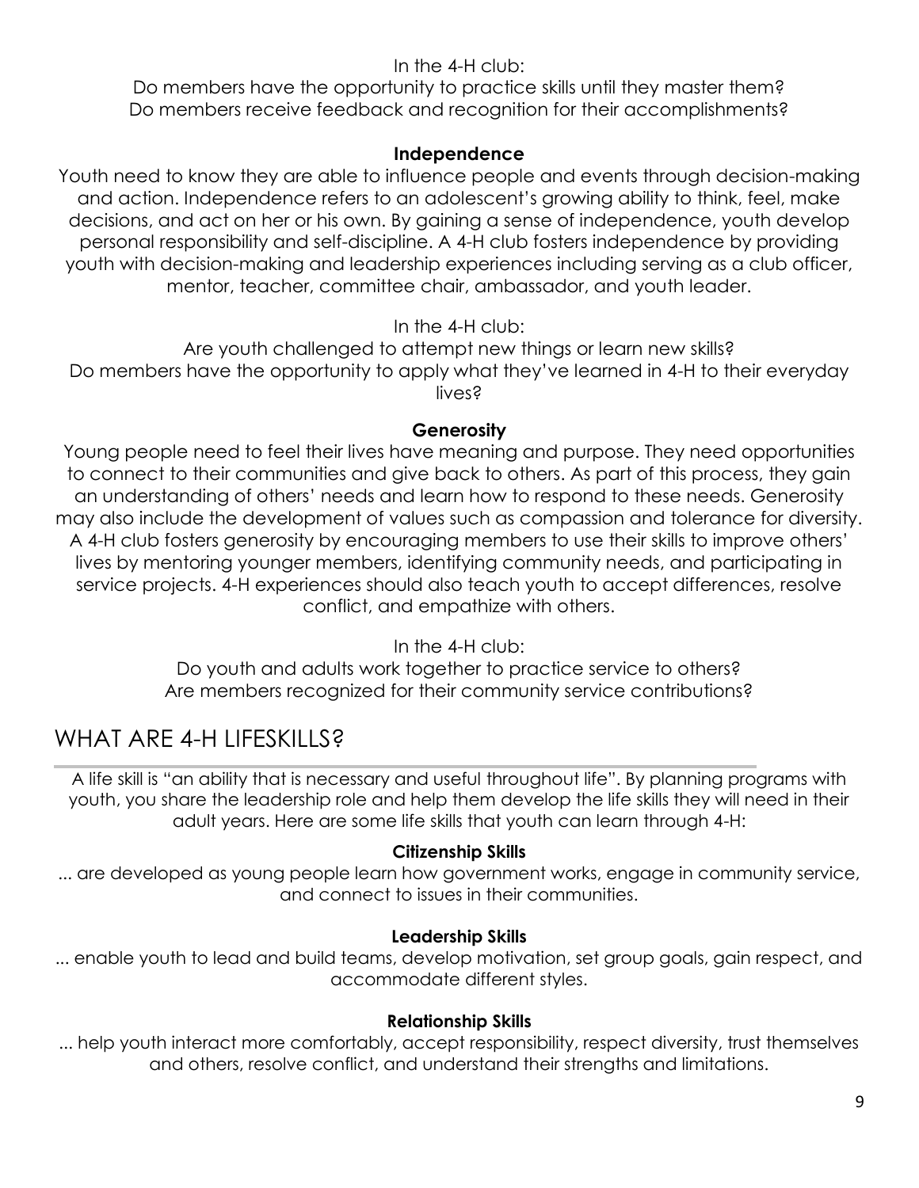In the 4-H club:

Do members have the opportunity to practice skills until they master them?
Do members receive feedback and recognition for their accomplishments?

### Independence

Youth need to know they are able to influence people and events through decision-making and action. Independence refers to an adolescent's growing ability to think, feel, make decisions, and act on her or his own. By gaining a sense of independence, youth develop personal responsibility and self-discipline. A 4-H club fosters independence by providing youth with decision-making and leadership experiences including serving as a club officer, mentor, teacher, committee chair, ambassador, and youth leader.

In the 4-H club:

Are youth challenged to attempt new things or learn new skills?
Do members have the opportunity to apply what they've learned in 4-H to their everyday lives?

### Generosity

Young people need to feel their lives have meaning and purpose. They need opportunities to connect to their communities and give back to others. As part of this process, they gain an understanding of others' needs and learn how to respond to these needs. Generosity may also include the development of values such as compassion and tolerance for diversity. A 4-H club fosters generosity by encouraging members to use their skills to improve others' lives by mentoring younger members, identifying community needs, and participating in service projects. 4-H experiences should also teach youth to accept differences, resolve conflict, and empathize with others.

In the 4-H club:

Do youth and adults work together to practice service to others?
Are members recognized for their community service contributions?

## WHAT ARE 4-H LIFESKILLS?

A life skill is "an ability that is necessary and useful throughout life". By planning programs with youth, you share the leadership role and help them develop the life skills they will need in their adult years. Here are some life skills that youth can learn through 4-H:

### Citizenship Skills

... are developed as young people learn how government works, engage in community service, and connect to issues in their communities.

### Leadership Skills

... enable youth to lead and build teams, develop motivation, set group goals, gain respect, and accommodate different styles.

### Relationship Skills

... help youth interact more comfortably, accept responsibility, respect diversity, trust themselves and others, resolve conflict, and understand their strengths and limitations.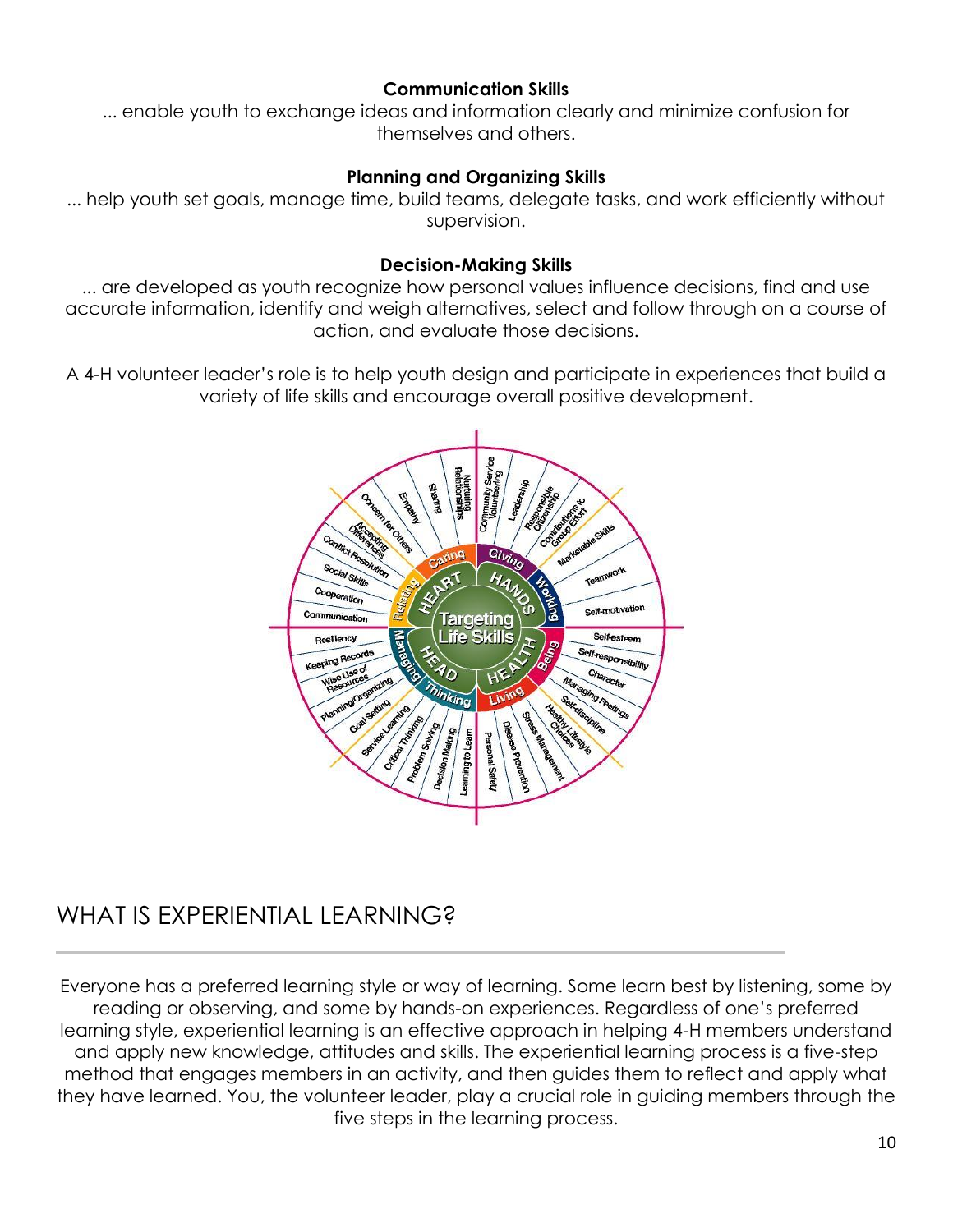**Communication Skills**

... enable youth to exchange ideas and information clearly and minimize confusion for themselves and others.

**Planning and Organizing Skills**

... help youth set goals, manage time, build teams, delegate tasks, and work efficiently without supervision.

**Decision-Making Skills**

... are developed as youth recognize how personal values influence decisions, find and use accurate information, identify and weigh alternatives, select and follow through on a course of action, and evaluate those decisions.

A 4-H volunteer leader's role is to help youth design and participate in experiences that build a variety of life skills and encourage overall positive development.

## WHAT IS EXPERIENTIAL LEARNING?

Everyone has a preferred learning style or way of learning. Some learn best by listening, some by reading or observing, and some by hands-on experiences. Regardless of one's preferred learning style, experiential learning is an effective approach in helping 4-H members understand and apply new knowledge, attitudes and skills. The experiential learning process is a five-step method that engages members in an activity, and then guides them to reflect and apply what they have learned. You, the volunteer leader, play a crucial role in guiding members through the five steps in the learning process.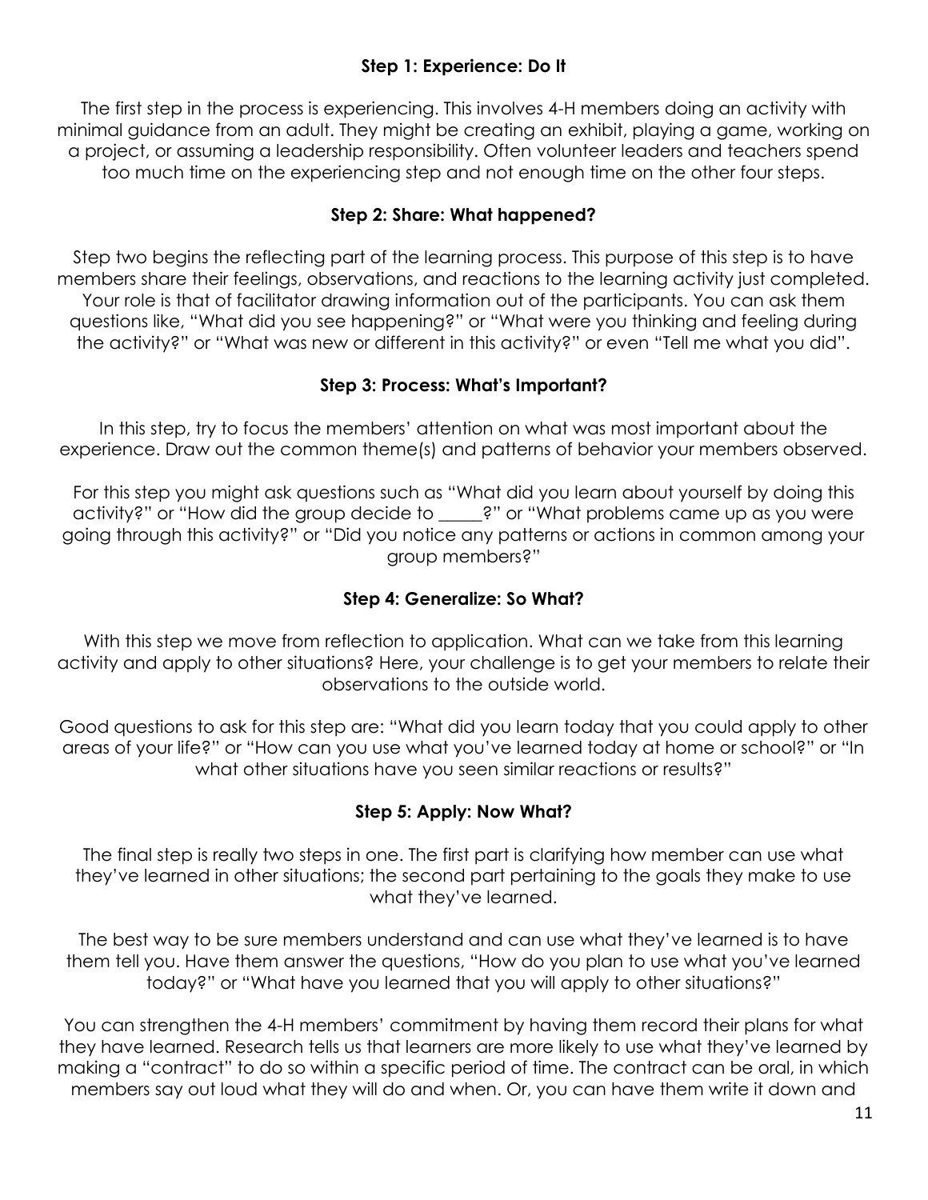### Step 1: Experience: Do It

The first step in the process is experiencing. This involves 4-H members doing an activity with minimal guidance from an adult. They might be creating an exhibit, playing a game, working on a project, or assuming a leadership responsibility. Often volunteer leaders and teachers spend too much time on the experiencing step and not enough time on the other four steps.

### Step 2: Share: What happened?

Step two begins the reflecting part of the learning process. This purpose of this step is to have members share their feelings, observations, and reactions to the learning activity just completed. Your role is that of facilitator drawing information out of the participants. You can ask them questions like, "What did you see happening?" or "What were you thinking and feeling during the activity?" or "What was new or different in this activity?" or even "Tell me what you did".

### Step 3: Process: What's Important?

In this step, try to focus the members' attention on what was most important about the experience. Draw out the common theme(s) and patterns of behavior your members observed.

For this step you might ask questions such as "What did you learn about yourself by doing this activity?" or "How did the group decide to _____?" or "What problems came up as you were going through this activity?" or "Did you notice any patterns or actions in common among your group members?"

### Step 4: Generalize: So What?

With this step we move from reflection to application. What can we take from this learning activity and apply to other situations? Here, your challenge is to get your members to relate their observations to the outside world.

Good questions to ask for this step are: "What did you learn today that you could apply to other areas of your life?" or "How can you use what you've learned today at home or school?" or "In what other situations have you seen similar reactions or results?"

### Step 5: Apply: Now What?

The final step is really two steps in one. The first part is clarifying how member can use what they've learned in other situations; the second part pertaining to the goals they make to use what they've learned.

The best way to be sure members understand and can use what they've learned is to have them tell you. Have them answer the questions, "How do you plan to use what you've learned today?" or "What have you learned that you will apply to other situations?"

You can strengthen the 4-H members' commitment by having them record their plans for what they have learned. Research tells us that learners are more likely to use what they've learned by making a "contract" to do so within a specific period of time. The contract can be oral, in which members say out loud what they will do and when. Or, you can have them write it down and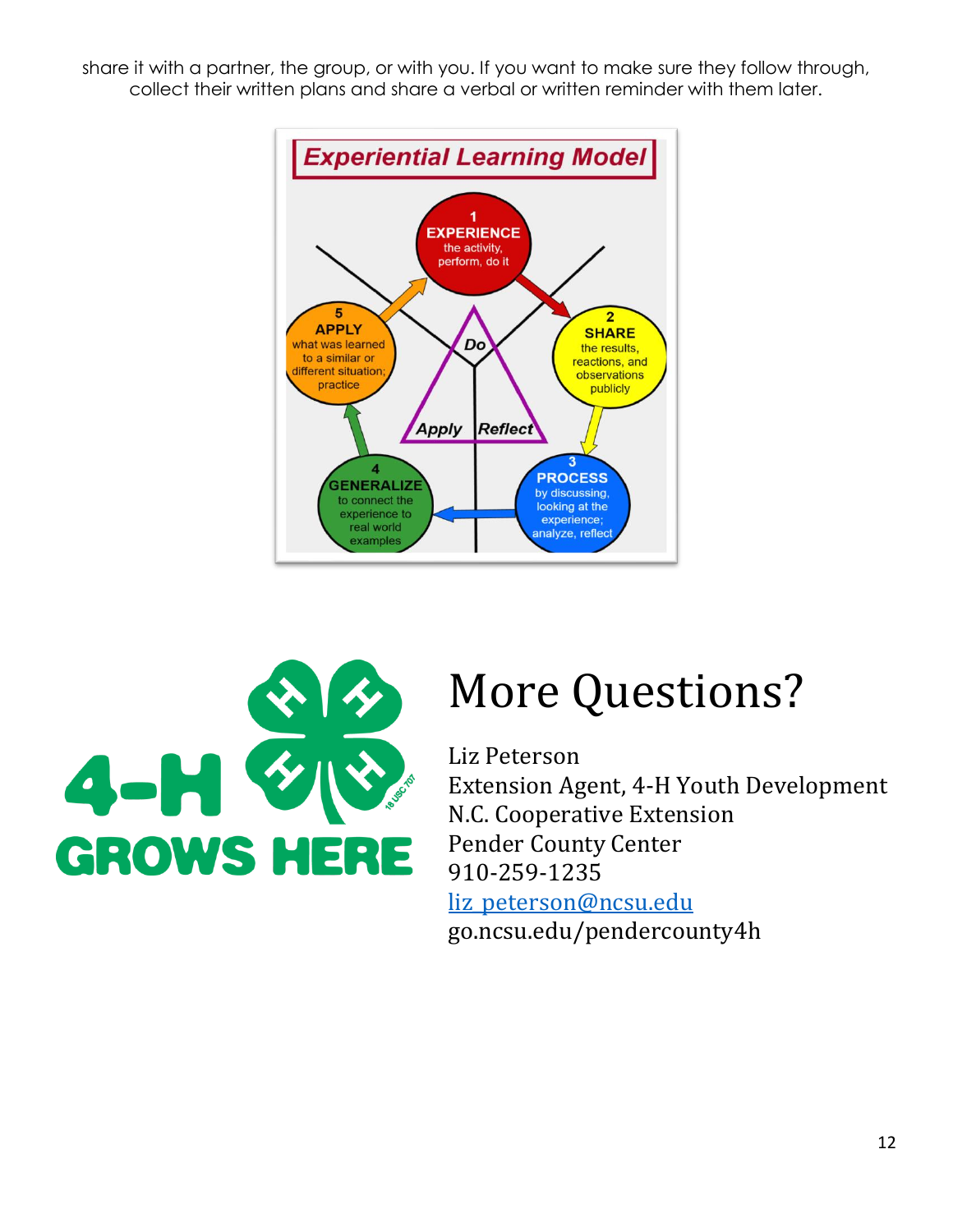share it with a partner, the group, or with you. If you want to make sure they follow through, collect their written plans and share a verbal or written reminder with them later.

Experiential Learning Model

1 EXPERIENCE the activity, perform, do it

2 SHARE the results, reactions, and observations publicly

3 PROCESS by discussing, looking at the experience; analyze, reflect

4 GENERALIZE to connect the experience to real world examples

5 APPLY what was learned to a similar or different situation; practice

Do

Apply

Reflect

4-H GROWS HERE

18 USC 707

# More Questions?

Liz Peterson
Extension Agent, 4-H Youth Development
N.C. Cooperative Extension
Pender County Center
910-259-1235
liz_peterson@ncsu.edu
go.ncsu.edu/pendercounty4h